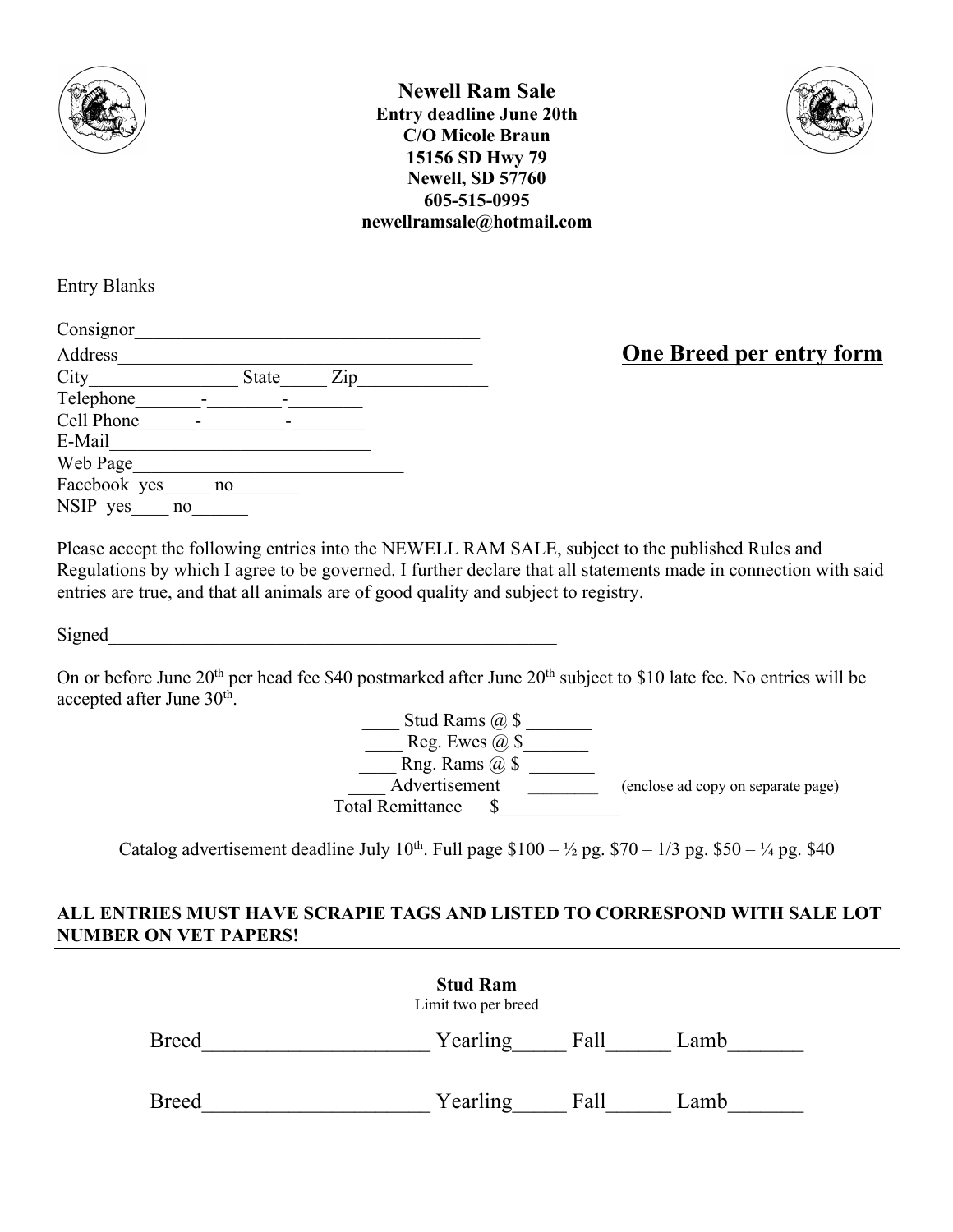# Newell Ram Sale

**Entry deadline June 20th**
**C/O Micole Braun**
**15156 SD Hwy 79**
**Newell, SD 57760**
**605-515-0995**
**newellramsale@hotmail.com**

Entry Blanks

**<u>One Breed per entry form</u>**

Consignor_____________________________________

Address_______________________________________

City________________ State_____ Zip______________

Telephone_______-________-________

Cell Phone______-_________-________

E-Mail____________________________

Web Page_____________________________

Facebook yes_____ no_______

NSIP yes____ no______

Please accept the following entries into the NEWELL RAM SALE, subject to the published Rules and Regulations by which I agree to be governed. I further declare that all statements made in connection with said entries are true, and that all animals are of <u>good quality</u> and subject to registry.

Signed_________________________________________________

On or before June 20th per head fee $40 postmarked after June 20th subject to $10 late fee. No entries will be accepted after June 30th.

____ Stud Rams @ $ _______

____ Reg. Ewes @ $_______

____ Rng. Rams @ $ _______

____ Advertisement ________ (enclose ad copy on separate page)

Total Remittance $_____________

Catalog advertisement deadline July 10th. Full page $100 – ½ pg. $70 – 1/3 pg. $50 – ¼ pg. $40

**ALL ENTRIES MUST HAVE SCRAPIE TAGS AND LISTED TO CORRESPOND WITH SALE LOT NUMBER ON VET PAPERS!**

---

**Stud Ram**

Limit two per breed

Breed____________________ Yearling_____ Fall______ Lamb_______

Breed____________________ Yearling_____ Fall______ Lamb_______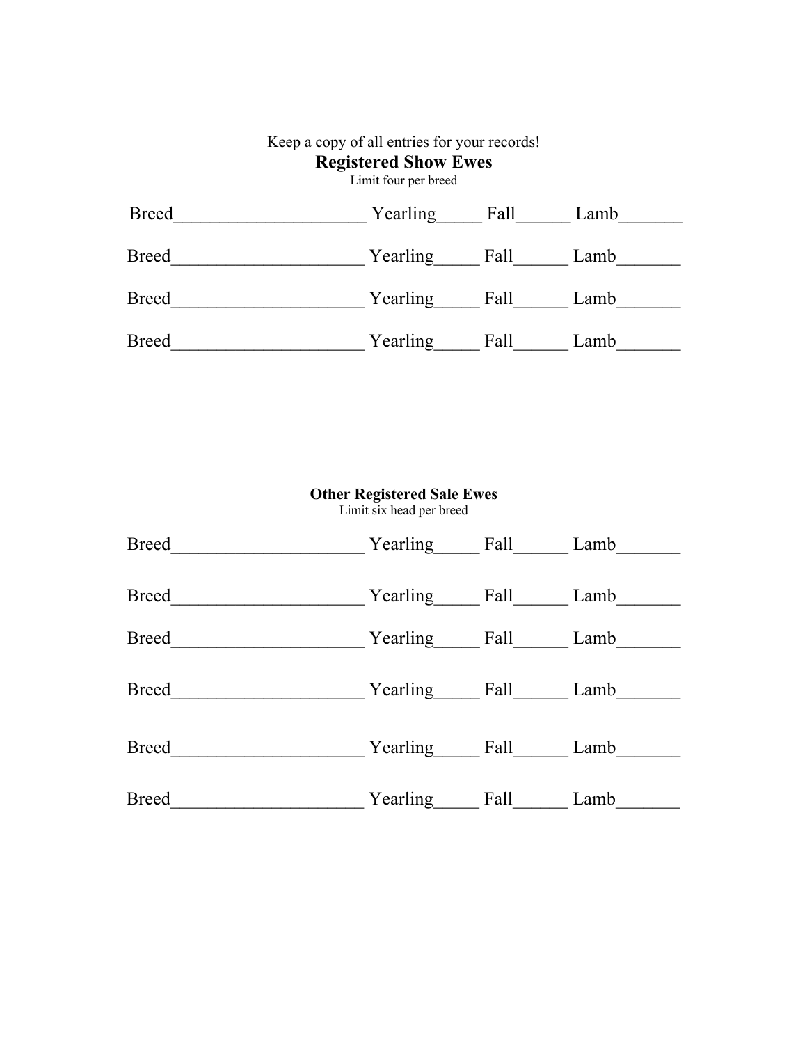Keep a copy of all entries for your records!

## Registered Show Ewes

Limit four per breed

Breed_____________________ Yearling_____ Fall______ Lamb_______

Breed_____________________ Yearling_____ Fall______ Lamb_______

Breed_____________________ Yearling_____ Fall______ Lamb_______

Breed_____________________ Yearling_____ Fall______ Lamb_______

## Other Registered Sale Ewes

Limit six head per breed

Breed_____________________ Yearling_____ Fall______ Lamb_______

Breed_____________________ Yearling_____ Fall______ Lamb_______

Breed_____________________ Yearling_____ Fall______ Lamb_______

Breed_____________________ Yearling_____ Fall______ Lamb_______

Breed_____________________ Yearling_____ Fall______ Lamb_______

Breed_____________________ Yearling_____ Fall______ Lamb_______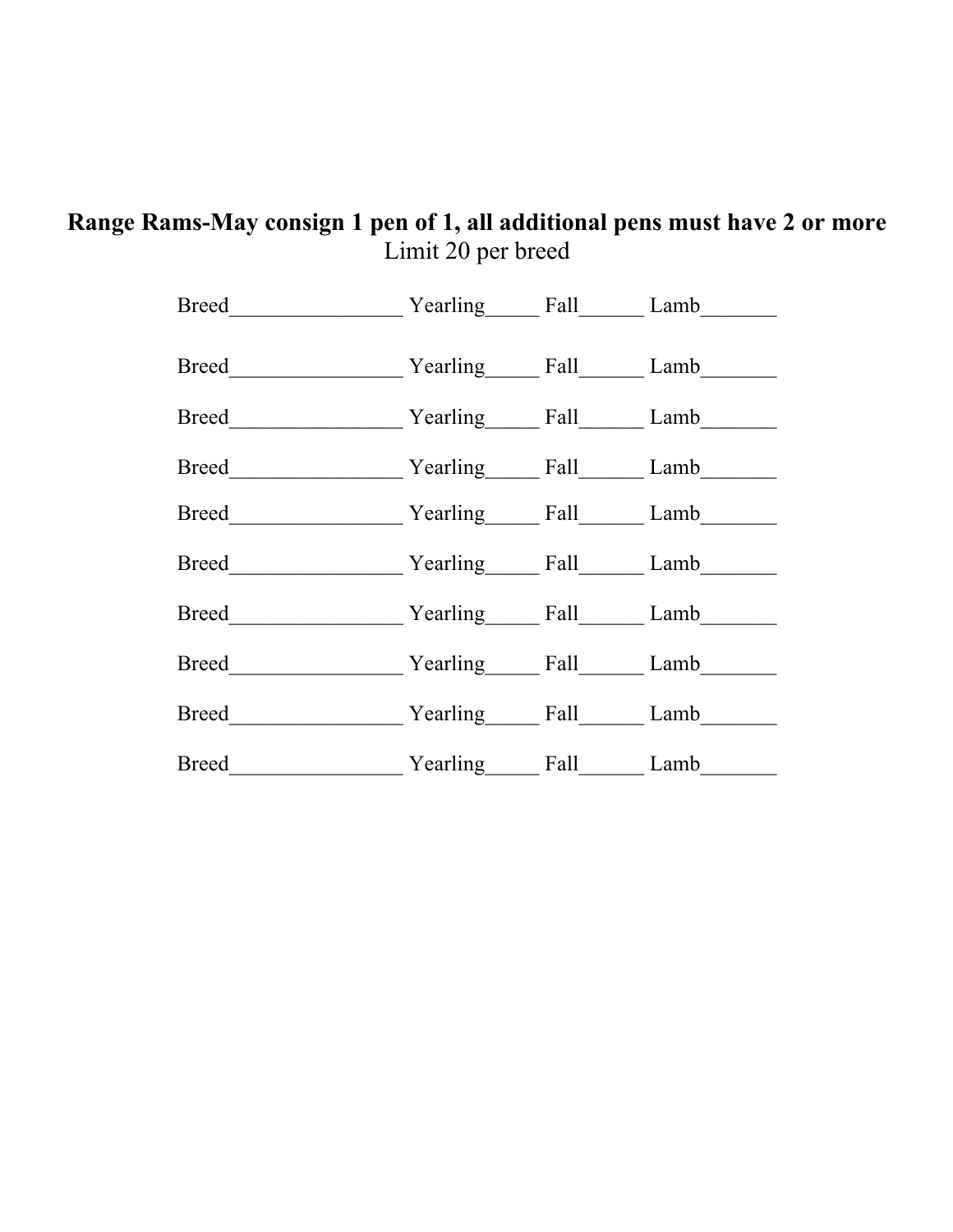**Range Rams-May consign 1 pen of 1, all additional pens must have 2 or more**

Limit 20 per breed

Breed________________ Yearling_____ Fall______ Lamb_______

Breed________________ Yearling_____ Fall______ Lamb_______

Breed________________ Yearling_____ Fall______ Lamb_______

Breed________________ Yearling_____ Fall______ Lamb_______

Breed________________ Yearling_____ Fall______ Lamb_______

Breed________________ Yearling_____ Fall______ Lamb_______

Breed________________ Yearling_____ Fall______ Lamb_______

Breed________________ Yearling_____ Fall______ Lamb_______

Breed________________ Yearling_____ Fall______ Lamb_______

Breed________________ Yearling_____ Fall______ Lamb_______